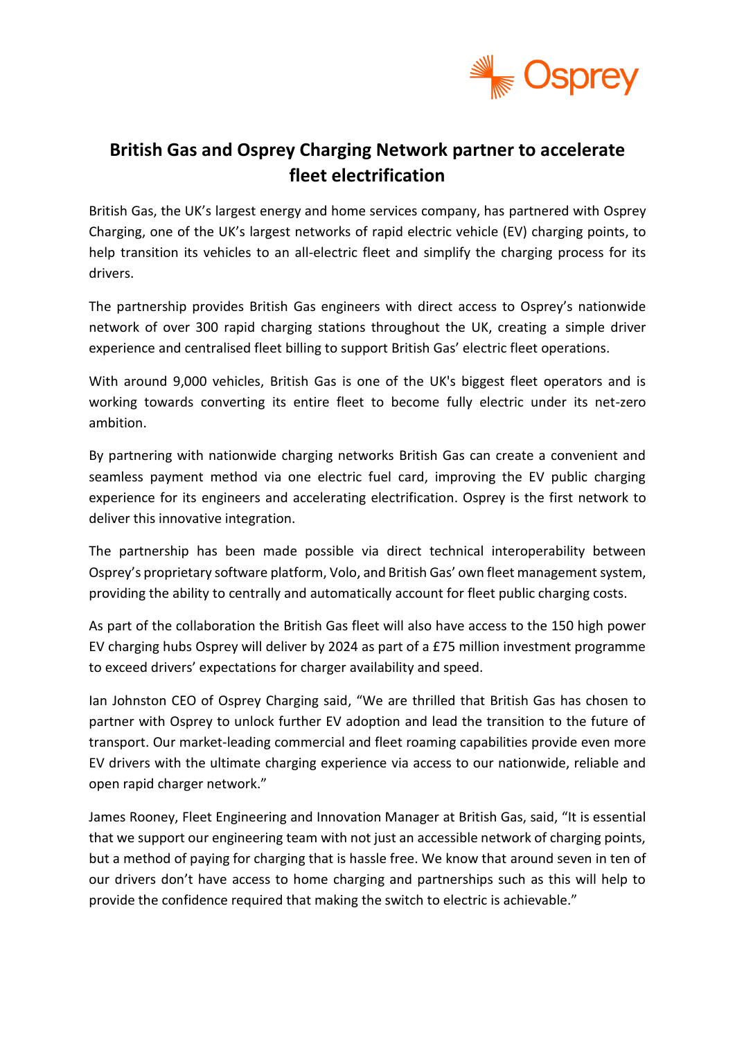Osprey

# British Gas and Osprey Charging Network partner to accelerate fleet electrification

British Gas, the UK's largest energy and home services company, has partnered with Osprey Charging, one of the UK's largest networks of rapid electric vehicle (EV) charging points, to help transition its vehicles to an all-electric fleet and simplify the charging process for its drivers.

The partnership provides British Gas engineers with direct access to Osprey's nationwide network of over 300 rapid charging stations throughout the UK, creating a simple driver experience and centralised fleet billing to support British Gas' electric fleet operations.

With around 9,000 vehicles, British Gas is one of the UK's biggest fleet operators and is working towards converting its entire fleet to become fully electric under its net-zero ambition.

By partnering with nationwide charging networks British Gas can create a convenient and seamless payment method via one electric fuel card, improving the EV public charging experience for its engineers and accelerating electrification. Osprey is the first network to deliver this innovative integration.

The partnership has been made possible via direct technical interoperability between Osprey's proprietary software platform, Volo, and British Gas' own fleet management system, providing the ability to centrally and automatically account for fleet public charging costs.

As part of the collaboration the British Gas fleet will also have access to the 150 high power EV charging hubs Osprey will deliver by 2024 as part of a £75 million investment programme to exceed drivers' expectations for charger availability and speed.

Ian Johnston CEO of Osprey Charging said, "We are thrilled that British Gas has chosen to partner with Osprey to unlock further EV adoption and lead the transition to the future of transport. Our market-leading commercial and fleet roaming capabilities provide even more EV drivers with the ultimate charging experience via access to our nationwide, reliable and open rapid charger network."

James Rooney, Fleet Engineering and Innovation Manager at British Gas, said, "It is essential that we support our engineering team with not just an accessible network of charging points, but a method of paying for charging that is hassle free. We know that around seven in ten of our drivers don't have access to home charging and partnerships such as this will help to provide the confidence required that making the switch to electric is achievable."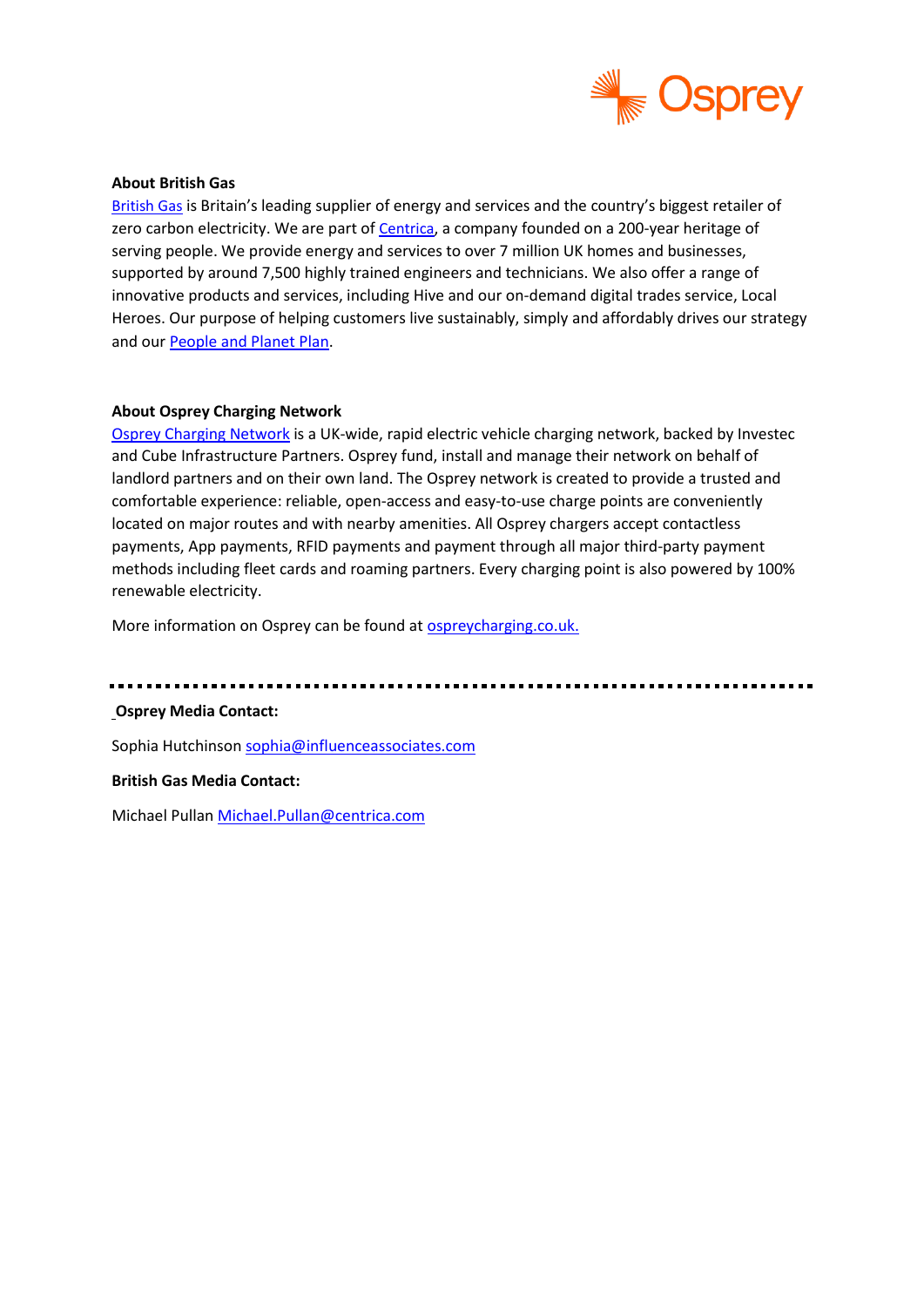**About British Gas**

British Gas is Britain's leading supplier of energy and services and the country's biggest retailer of zero carbon electricity. We are part of Centrica, a company founded on a 200-year heritage of serving people. We provide energy and services to over 7 million UK homes and businesses, supported by around 7,500 highly trained engineers and technicians. We also offer a range of innovative products and services, including Hive and our on-demand digital trades service, Local Heroes. Our purpose of helping customers live sustainably, simply and affordably drives our strategy and our People and Planet Plan.

**About Osprey Charging Network**

Osprey Charging Network is a UK-wide, rapid electric vehicle charging network, backed by Investec and Cube Infrastructure Partners. Osprey fund, install and manage their network on behalf of landlord partners and on their own land. The Osprey network is created to provide a trusted and comfortable experience: reliable, open-access and easy-to-use charge points are conveniently located on major routes and with nearby amenities. All Osprey chargers accept contactless payments, App payments, RFID payments and payment through all major third-party payment methods including fleet cards and roaming partners. Every charging point is also powered by 100% renewable electricity.

More information on Osprey can be found at ospreycharging.co.uk.

---

**Osprey Media Contact:**

Sophia Hutchinson sophia@influenceassociates.com

**British Gas Media Contact:**

Michael Pullan Michael.Pullan@centrica.com